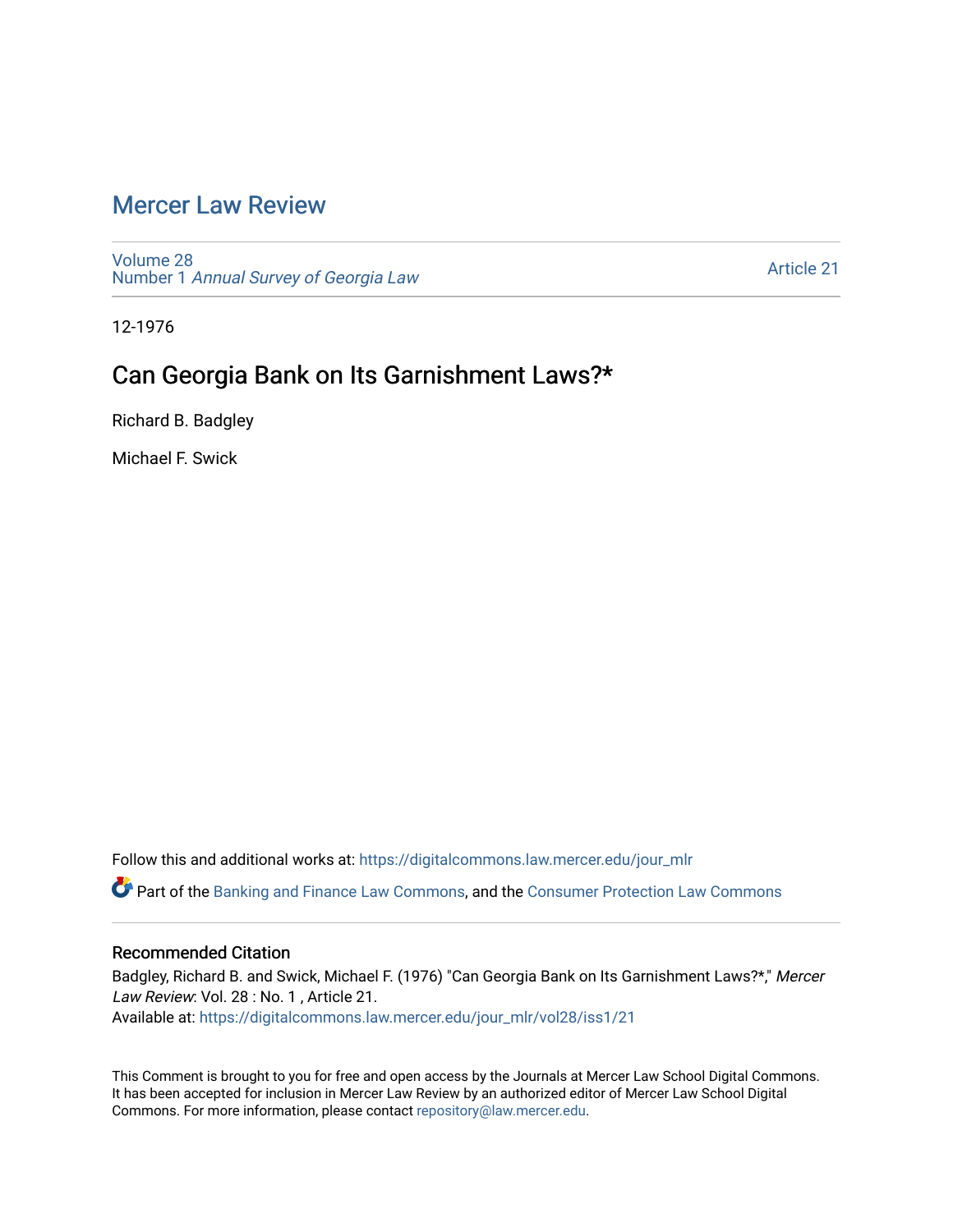# Mercer Law Review

Volume 28
Number 1 *Annual Survey of Georgia Law*

Article 21

12-1976

## Can Georgia Bank on Its Garnishment Laws?*

Richard B. Badgley

Michael F. Swick

Follow this and additional works at: https://digitalcommons.law.mercer.edu/jour_mlr

Part of the Banking and Finance Law Commons, and the Consumer Protection Law Commons

### Recommended Citation

Badgley, Richard B. and Swick, Michael F. (1976) "Can Georgia Bank on Its Garnishment Laws?*," *Mercer Law Review*: Vol. 28 : No. 1 , Article 21.
Available at: https://digitalcommons.law.mercer.edu/jour_mlr/vol28/iss1/21

This Comment is brought to you for free and open access by the Journals at Mercer Law School Digital Commons. It has been accepted for inclusion in Mercer Law Review by an authorized editor of Mercer Law School Digital Commons. For more information, please contact repository@law.mercer.edu.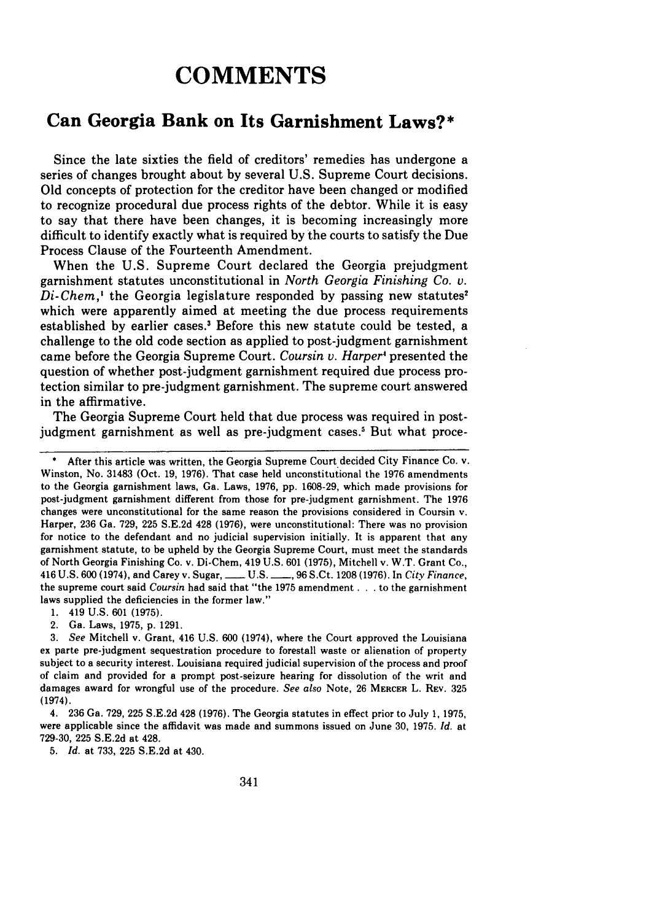# COMMENTS

## Can Georgia Bank on Its Garnishment Laws?*

Since the late sixties the field of creditors' remedies has undergone a series of changes brought about by several U.S. Supreme Court decisions. Old concepts of protection for the creditor have been changed or modified to recognize procedural due process rights of the debtor. While it is easy to say that there have been changes, it is becoming increasingly more difficult to identify exactly what is required by the courts to satisfy the Due Process Clause of the Fourteenth Amendment.

When the U.S. Supreme Court declared the Georgia prejudgment garnishment statutes unconstitutional in *North Georgia Finishing Co. v. Di-Chem*,[1] the Georgia legislature responded by passing new statutes[2] which were apparently aimed at meeting the due process requirements established by earlier cases.[3] Before this new statute could be tested, a challenge to the old code section as applied to post-judgment garnishment came before the Georgia Supreme Court. *Coursin v. Harper*[4] presented the question of whether post-judgment garnishment required due process protection similar to pre-judgment garnishment. The supreme court answered in the affirmative.

The Georgia Supreme Court held that due process was required in post-judgment garnishment as well as pre-judgment cases.[5] But what proce-

---

\* After this article was written, the Georgia Supreme Court decided City Finance Co. v. Winston, No. 31483 (Oct. 19, 1976). That case held unconstitutional the 1976 amendments to the Georgia garnishment laws, Ga. Laws, 1976, pp. 1608-29, which made provisions for post-judgment garnishment different from those for pre-judgment garnishment. The 1976 changes were unconstitutional for the same reason the provisions considered in Coursin v. Harper, 236 Ga. 729, 225 S.E.2d 428 (1976), were unconstitutional: There was no provision for notice to the defendant and no judicial supervision initially. It is apparent that any garnishment statute, to be upheld by the Georgia Supreme Court, must meet the standards of North Georgia Finishing Co. v. Di-Chem, 419 U.S. 601 (1975), Mitchell v. W.T. Grant Co., 416 U.S. 600 (1974), and Carey v. Sugar, ___ U.S. ___, 96 S.Ct. 1208 (1976). In *City Finance*, the supreme court said *Coursin* had said that "the 1975 amendment . . . to the garnishment laws supplied the deficiencies in the former law."

1. 419 U.S. 601 (1975).
2. Ga. Laws, 1975, p. 1291.
3. *See* Mitchell v. Grant, 416 U.S. 600 (1974), where the Court approved the Louisiana ex parte pre-judgment sequestration procedure to forestall waste or alienation of property subject to a security interest. Louisiana required judicial supervision of the process and proof of claim and provided for a prompt post-seizure hearing for dissolution of the writ and damages award for wrongful use of the procedure. *See also* Note, 26 MERCER L. REV. 325 (1974).
4. 236 Ga. 729, 225 S.E.2d 428 (1976). The Georgia statutes in effect prior to July 1, 1975, were applicable since the affidavit was made and summons issued on June 30, 1975. *Id.* at 729-30, 225 S.E.2d at 428.
5. *Id.* at 733, 225 S.E.2d at 430.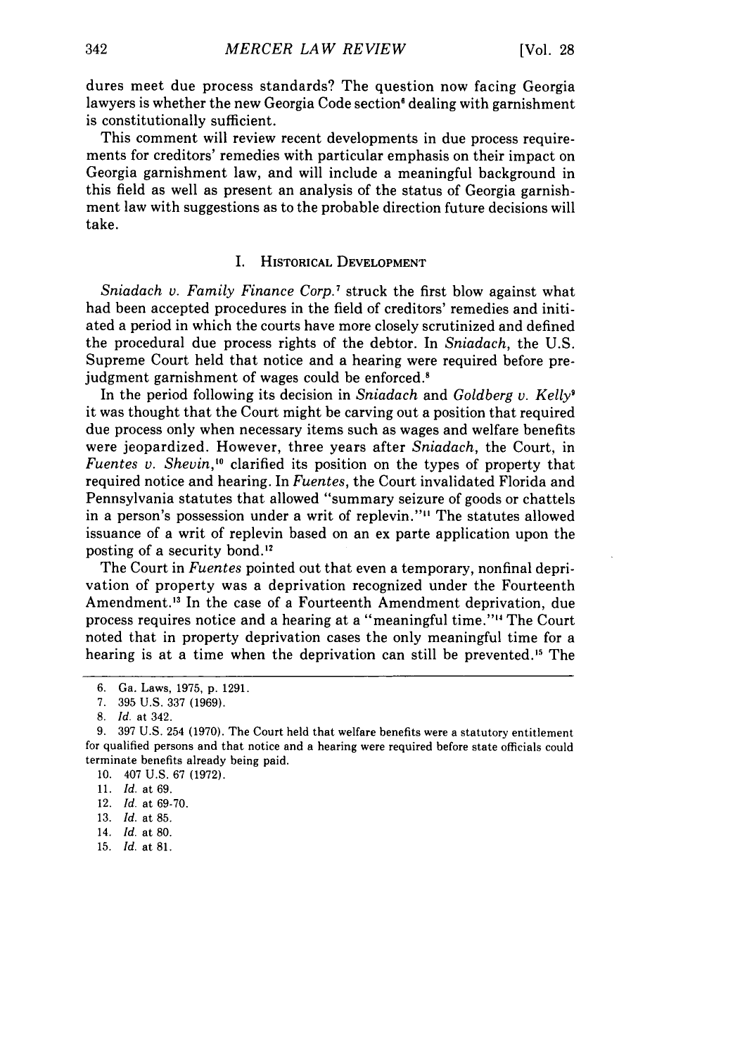dures meet due process standards? The question now facing Georgia lawyers is whether the new Georgia Code section[6] dealing with garnishment is constitutionally sufficient.

This comment will review recent developments in due process requirements for creditors' remedies with particular emphasis on their impact on Georgia garnishment law, and will include a meaningful background in this field as well as present an analysis of the status of Georgia garnishment law with suggestions as to the probable direction future decisions will take.

## I. Historical Development

*Sniadach v. Family Finance Corp.*[7] struck the first blow against what had been accepted procedures in the field of creditors' remedies and initiated a period in which the courts have more closely scrutinized and defined the procedural due process rights of the debtor. In *Sniadach*, the U.S. Supreme Court held that notice and a hearing were required before prejudgment garnishment of wages could be enforced.[8]

In the period following its decision in *Sniadach* and *Goldberg v. Kelly*[9] it was thought that the Court might be carving out a position that required due process only when necessary items such as wages and welfare benefits were jeopardized. However, three years after *Sniadach*, the Court, in *Fuentes v. Shevin*,[10] clarified its position on the types of property that required notice and hearing. In *Fuentes*, the Court invalidated Florida and Pennsylvania statutes that allowed "summary seizure of goods or chattels in a person's possession under a writ of replevin."[11] The statutes allowed issuance of a writ of replevin based on an ex parte application upon the posting of a security bond.[12]

The Court in *Fuentes* pointed out that even a temporary, nonfinal deprivation of property was a deprivation recognized under the Fourteenth Amendment.[13] In the case of a Fourteenth Amendment deprivation, due process requires notice and a hearing at a "meaningful time."[14] The Court noted that in property deprivation cases the only meaningful time for a hearing is at a time when the deprivation can still be prevented.[15] The

---

6. Ga. Laws, 1975, p. 1291.
7. 395 U.S. 337 (1969).
8. *Id.* at 342.
9. 397 U.S. 254 (1970). The Court held that welfare benefits were a statutory entitlement for qualified persons and that notice and a hearing were required before state officials could terminate benefits already being paid.
10. 407 U.S. 67 (1972).
11. *Id.* at 69.
12. *Id.* at 69-70.
13. *Id.* at 85.
14. *Id.* at 80.
15. *Id.* at 81.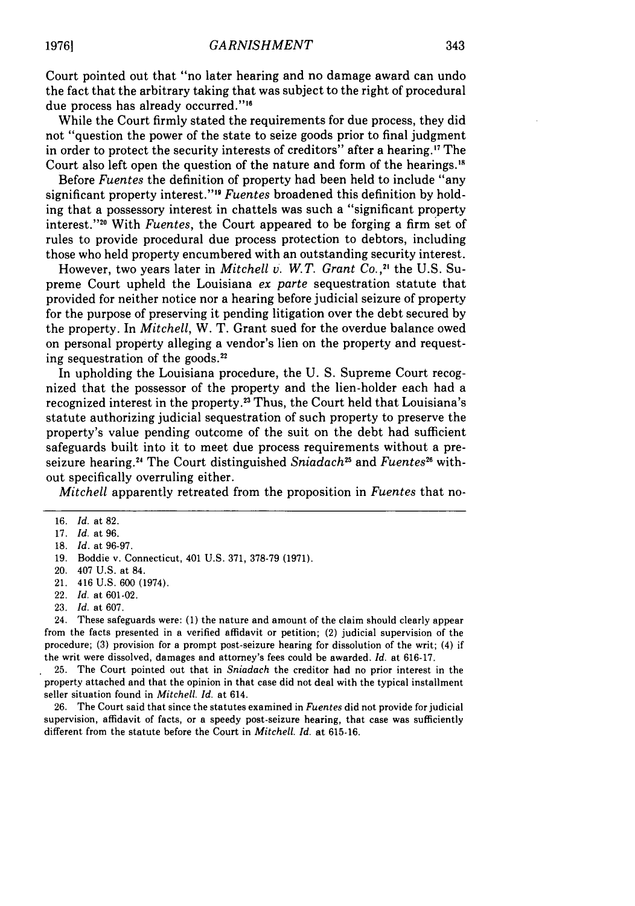Court pointed out that "no later hearing and no damage award can undo the fact that the arbitrary taking that was subject to the right of procedural due process has already occurred."[16]

While the Court firmly stated the requirements for due process, they did not "question the power of the state to seize goods prior to final judgment in order to protect the security interests of creditors" after a hearing.[17] The Court also left open the question of the nature and form of the hearings.[18]

Before *Fuentes* the definition of property had been held to include "any significant property interest."[19] *Fuentes* broadened this definition by holding that a possessory interest in chattels was such a "significant property interest."[20] With *Fuentes*, the Court appeared to be forging a firm set of rules to provide procedural due process protection to debtors, including those who held property encumbered with an outstanding security interest.

However, two years later in *Mitchell v. W.T. Grant Co.*,[21] the U.S. Supreme Court upheld the Louisiana *ex parte* sequestration statute that provided for neither notice nor a hearing before judicial seizure of property for the purpose of preserving it pending litigation over the debt secured by the property. In *Mitchell*, W. T. Grant sued for the overdue balance owed on personal property alleging a vendor's lien on the property and requesting sequestration of the goods.[22]

In upholding the Louisiana procedure, the U. S. Supreme Court recognized that the possessor of the property and the lien-holder each had a recognized interest in the property.[23] Thus, the Court held that Louisiana's statute authorizing judicial sequestration of such property to preserve the property's value pending outcome of the suit on the debt had sufficient safeguards built into it to meet due process requirements without a pre-seizure hearing.[24] The Court distinguished *Sniadach*[25] and *Fuentes*[26] without specifically overruling either.

*Mitchell* apparently retreated from the proposition in *Fuentes* that no-

---

16. *Id.* at 82.
17. *Id.* at 96.
18. *Id.* at 96-97.
19. Boddie v. Connecticut, 401 U.S. 371, 378-79 (1971).
20. 407 U.S. at 84.
21. 416 U.S. 600 (1974).
22. *Id.* at 601-02.
23. *Id.* at 607.
24. These safeguards were: (1) the nature and amount of the claim should clearly appear from the facts presented in a verified affidavit or petition; (2) judicial supervision of the procedure; (3) provision for a prompt post-seizure hearing for dissolution of the writ; (4) if the writ were dissolved, damages and attorney's fees could be awarded. *Id.* at 616-17.
25. The Court pointed out that in *Sniadach* the creditor had no prior interest in the property attached and that the opinion in that case did not deal with the typical installment seller situation found in *Mitchell*. *Id.* at 614.
26. The Court said that since the statutes examined in *Fuentes* did not provide for judicial supervision, affidavit of facts, or a speedy post-seizure hearing, that case was sufficiently different from the statute before the Court in *Mitchell*. *Id.* at 615-16.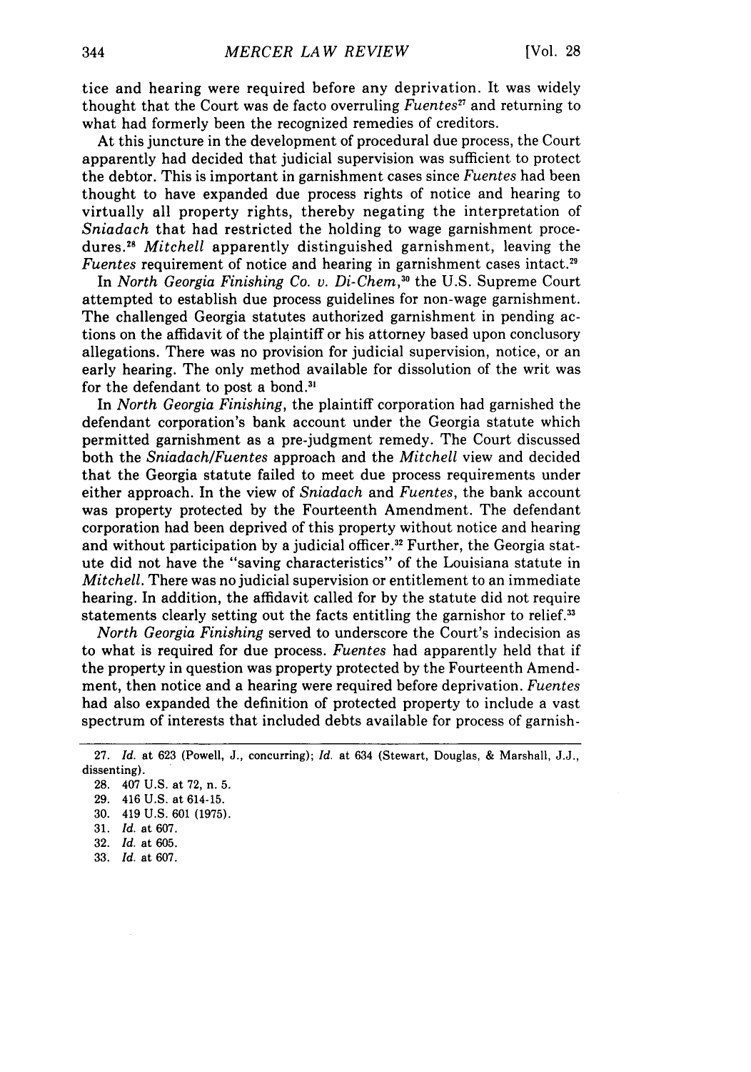tice and hearing were required before any deprivation. It was widely thought that the Court was de facto overruling *Fuentes*[27] and returning to what had formerly been the recognized remedies of creditors.

At this juncture in the development of procedural due process, the Court apparently had decided that judicial supervision was sufficient to protect the debtor. This is important in garnishment cases since *Fuentes* had been thought to have expanded due process rights of notice and hearing to virtually all property rights, thereby negating the interpretation of *Sniadach* that had restricted the holding to wage garnishment procedures.[28] *Mitchell* apparently distinguished garnishment, leaving the *Fuentes* requirement of notice and hearing in garnishment cases intact.[29]

In *North Georgia Finishing Co. v. Di-Chem*,[30] the U.S. Supreme Court attempted to establish due process guidelines for non-wage garnishment. The challenged Georgia statutes authorized garnishment in pending actions on the affidavit of the plaintiff or his attorney based upon conclusory allegations. There was no provision for judicial supervision, notice, or an early hearing. The only method available for dissolution of the writ was for the defendant to post a bond.[31]

In *North Georgia Finishing*, the plaintiff corporation had garnished the defendant corporation's bank account under the Georgia statute which permitted garnishment as a pre-judgment remedy. The Court discussed both the *Sniadach/Fuentes* approach and the *Mitchell* view and decided that the Georgia statute failed to meet due process requirements under either approach. In the view of *Sniadach* and *Fuentes*, the bank account was property protected by the Fourteenth Amendment. The defendant corporation had been deprived of this property without notice and hearing and without participation by a judicial officer.[32] Further, the Georgia statute did not have the "saving characteristics" of the Louisiana statute in *Mitchell*. There was no judicial supervision or entitlement to an immediate hearing. In addition, the affidavit called for by the statute did not require statements clearly setting out the facts entitling the garnishor to relief.[33]

*North Georgia Finishing* served to underscore the Court's indecision as to what is required for due process. *Fuentes* had apparently held that if the property in question was property protected by the Fourteenth Amendment, then notice and a hearing were required before deprivation. *Fuentes* had also expanded the definition of protected property to include a vast spectrum of interests that included debts available for process of garnish-

---

27. *Id.* at 623 (Powell, J., concurring); *Id.* at 634 (Stewart, Douglas, & Marshall, J.J., dissenting).

28. 407 U.S. at 72, n. 5.

29. 416 U.S. at 614-15.

30. 419 U.S. 601 (1975).

31. *Id.* at 607.

32. *Id.* at 605.

33. *Id.* at 607.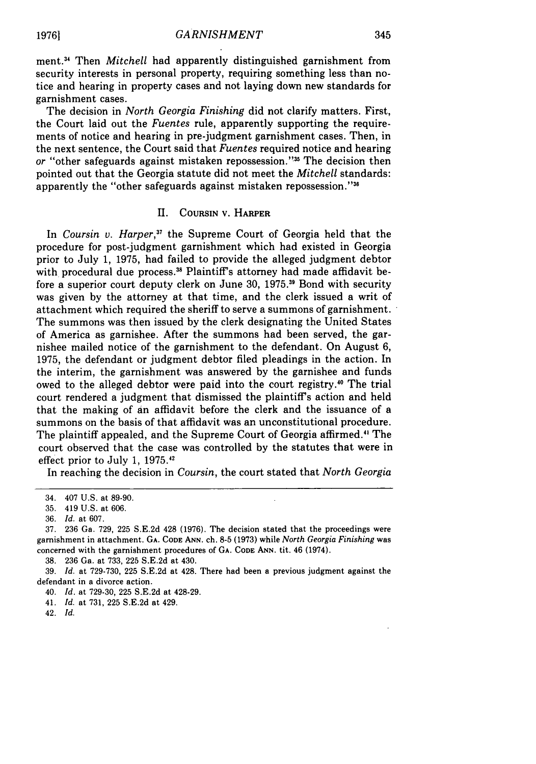ment.[34] Then *Mitchell* had apparently distinguished garnishment from security interests in personal property, requiring something less than notice and hearing in property cases and not laying down new standards for garnishment cases.

The decision in *North Georgia Finishing* did not clarify matters. First, the Court laid out the *Fuentes* rule, apparently supporting the requirements of notice and hearing in pre-judgment garnishment cases. Then, in the next sentence, the Court said that *Fuentes* required notice and hearing *or* "other safeguards against mistaken repossession."[35] The decision then pointed out that the Georgia statute did not meet the *Mitchell* standards: apparently the "other safeguards against mistaken repossession."[36]

## II. Coursin v. Harper

In *Coursin v. Harper*,[37] the Supreme Court of Georgia held that the procedure for post-judgment garnishment which had existed in Georgia prior to July 1, 1975, had failed to provide the alleged judgment debtor with procedural due process.[38] Plaintiff's attorney had made affidavit before a superior court deputy clerk on June 30, 1975.[39] Bond with security was given by the attorney at that time, and the clerk issued a writ of attachment which required the sheriff to serve a summons of garnishment. The summons was then issued by the clerk designating the United States of America as garnishee. After the summons had been served, the garnishee mailed notice of the garnishment to the defendant. On August 6, 1975, the defendant or judgment debtor filed pleadings in the action. In the interim, the garnishment was answered by the garnishee and funds owed to the alleged debtor were paid into the court registry.[40] The trial court rendered a judgment that dismissed the plaintiff's action and held that the making of an affidavit before the clerk and the issuance of a summons on the basis of that affidavit was an unconstitutional procedure. The plaintiff appealed, and the Supreme Court of Georgia affirmed.[41] The court observed that the case was controlled by the statutes that were in effect prior to July 1, 1975.[42]

In reaching the decision in *Coursin*, the court stated that *North Georgia*

---

34. 407 U.S. at 89-90.

35. 419 U.S. at 606.

36. *Id.* at 607.

37. 236 Ga. 729, 225 S.E.2d 428 (1976). The decision stated that the proceedings were garnishment in attachment. GA. CODE ANN. ch. 8-5 (1973) while *North Georgia Finishing* was concerned with the garnishment procedures of GA. CODE ANN. tit. 46 (1974).

38. 236 Ga. at 733, 225 S.E.2d at 430.

39. *Id.* at 729-730, 225 S.E.2d at 428. There had been a previous judgment against the defendant in a divorce action.

40. *Id.* at 729-30, 225 S.E.2d at 428-29.

41. *Id.* at 731, 225 S.E.2d at 429.

42. *Id.*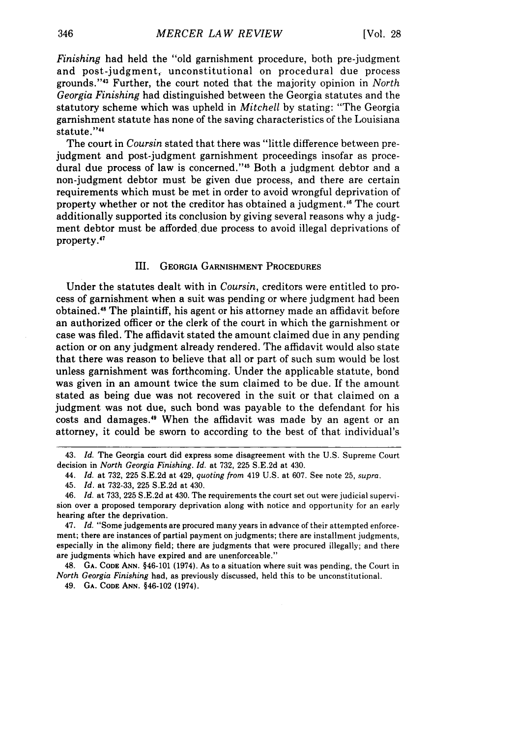*Finishing* had held the "old garnishment procedure, both pre-judgment and post-judgment, unconstitutional on procedural due process grounds."[43] Further, the court noted that the majority opinion in *North Georgia Finishing* had distinguished between the Georgia statutes and the statutory scheme which was upheld in *Mitchell* by stating: "The Georgia garnishment statute has none of the saving characteristics of the Louisiana statute."[44]

The court in *Coursin* stated that there was "little difference between pre-judgment and post-judgment garnishment proceedings insofar as procedural due process of law is concerned."[45] Both a judgment debtor and a non-judgment debtor must be given due process, and there are certain requirements which must be met in order to avoid wrongful deprivation of property whether or not the creditor has obtained a judgment.[46] The court additionally supported its conclusion by giving several reasons why a judgment debtor must be afforded due process to avoid illegal deprivations of property.[47]

## III. Georgia Garnishment Procedures

Under the statutes dealt with in *Coursin*, creditors were entitled to process of garnishment when a suit was pending or where judgment had been obtained.[48] The plaintiff, his agent or his attorney made an affidavit before an authorized officer or the clerk of the court in which the garnishment or case was filed. The affidavit stated the amount claimed due in any pending action or on any judgment already rendered. The affidavit would also state that there was reason to believe that all or part of such sum would be lost unless garnishment was forthcoming. Under the applicable statute, bond was given in an amount twice the sum claimed to be due. If the amount stated as being due was not recovered in the suit or that claimed on a judgment was not due, such bond was payable to the defendant for his costs and damages.[49] When the affidavit was made by an agent or an attorney, it could be sworn to according to the best of that individual's

---

43. *Id.* The Georgia court did express some disagreement with the U.S. Supreme Court decision in *North Georgia Finishing*. *Id.* at 732, 225 S.E.2d at 430.

44. *Id.* at 732, 225 S.E.2d at 429, *quoting from* 419 U.S. at 607. See note 25, *supra*.

45. *Id.* at 732-33, 225 S.E.2d at 430.

46. *Id.* at 733, 225 S.E.2d at 430. The requirements the court set out were judicial supervision over a proposed temporary deprivation along with notice and opportunity for an early hearing after the deprivation.

47. *Id.* "Some judgements are procured many years in advance of their attempted enforcement; there are instances of partial payment on judgments; there are installment judgments, especially in the alimony field; there are judgments that were procured illegally; and there are judgments which have expired and are unenforceable."

48. Ga. Code Ann. §46-101 (1974). As to a situation where suit was pending, the Court in *North Georgia Finishing* had, as previously discussed, held this to be unconstitutional.

49. Ga. Code Ann. §46-102 (1974).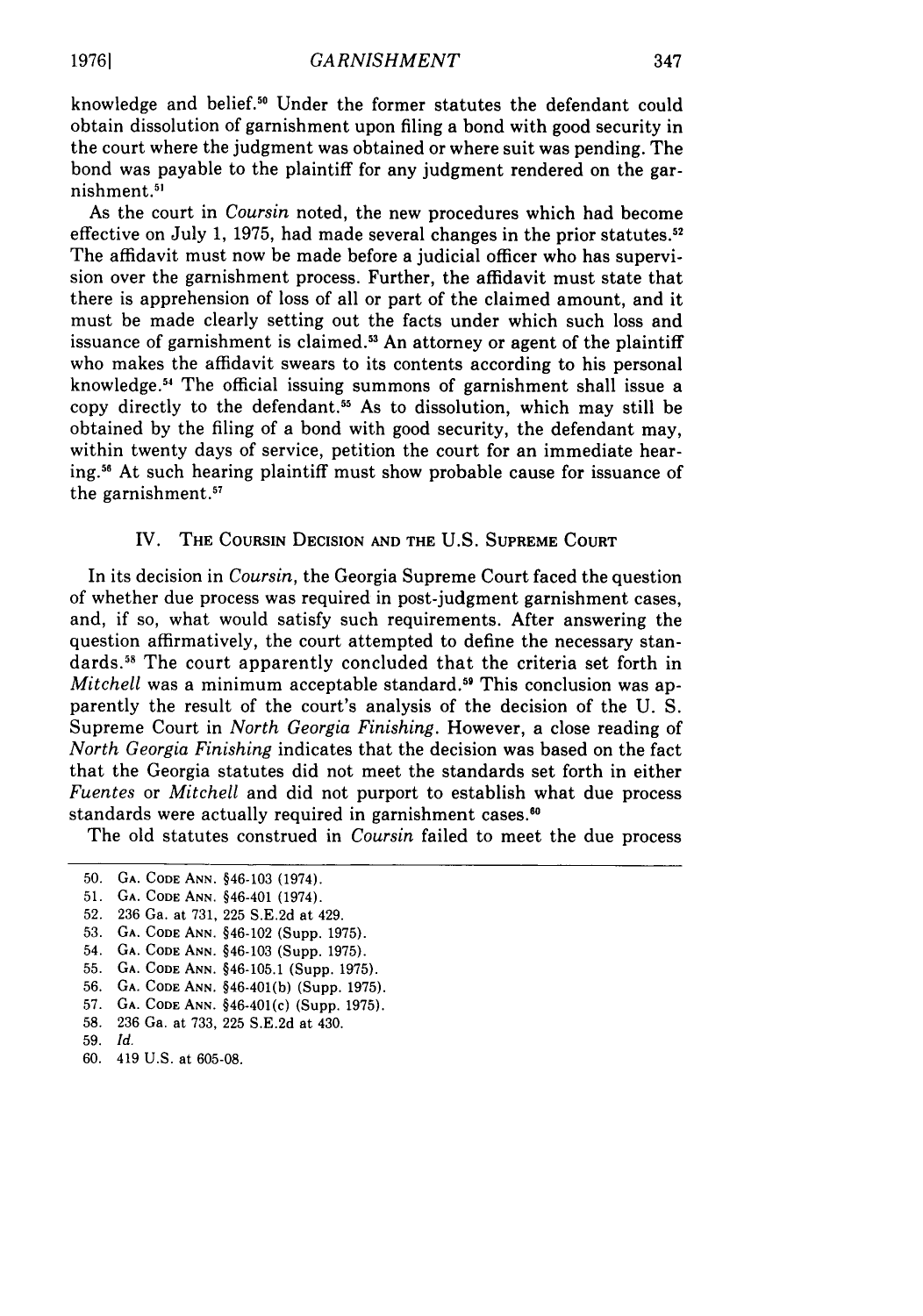knowledge and belief.[50] Under the former statutes the defendant could obtain dissolution of garnishment upon filing a bond with good security in the court where the judgment was obtained or where suit was pending. The bond was payable to the plaintiff for any judgment rendered on the garnishment.[51]

As the court in *Coursin* noted, the new procedures which had become effective on July 1, 1975, had made several changes in the prior statutes.[52] The affidavit must now be made before a judicial officer who has supervision over the garnishment process. Further, the affidavit must state that there is apprehension of loss of all or part of the claimed amount, and it must be made clearly setting out the facts under which such loss and issuance of garnishment is claimed.[53] An attorney or agent of the plaintiff who makes the affidavit swears to its contents according to his personal knowledge.[54] The official issuing summons of garnishment shall issue a copy directly to the defendant.[55] As to dissolution, which may still be obtained by the filing of a bond with good security, the defendant may, within twenty days of service, petition the court for an immediate hearing.[56] At such hearing plaintiff must show probable cause for issuance of the garnishment.[57]

## IV. THE COURSIN DECISION AND THE U.S. SUPREME COURT

In its decision in *Coursin*, the Georgia Supreme Court faced the question of whether due process was required in post-judgment garnishment cases, and, if so, what would satisfy such requirements. After answering the question affirmatively, the court attempted to define the necessary standards.[58] The court apparently concluded that the criteria set forth in *Mitchell* was a minimum acceptable standard.[59] This conclusion was apparently the result of the court's analysis of the decision of the U. S. Supreme Court in *North Georgia Finishing*. However, a close reading of *North Georgia Finishing* indicates that the decision was based on the fact that the Georgia statutes did not meet the standards set forth in either *Fuentes* or *Mitchell* and did not purport to establish what due process standards were actually required in garnishment cases.[60]

The old statutes construed in *Coursin* failed to meet the due process

---

50. GA. CODE ANN. §46-103 (1974).
51. GA. CODE ANN. §46-401 (1974).
52. 236 Ga. at 731, 225 S.E.2d at 429.
53. GA. CODE ANN. §46-102 (Supp. 1975).
54. GA. CODE ANN. §46-103 (Supp. 1975).
55. GA. CODE ANN. §46-105.1 (Supp. 1975).
56. GA. CODE ANN. §46-401(b) (Supp. 1975).
57. GA. CODE ANN. §46-401(c) (Supp. 1975).
58. 236 Ga. at 733, 225 S.E.2d at 430.
59. *Id.*
60. 419 U.S. at 605-08.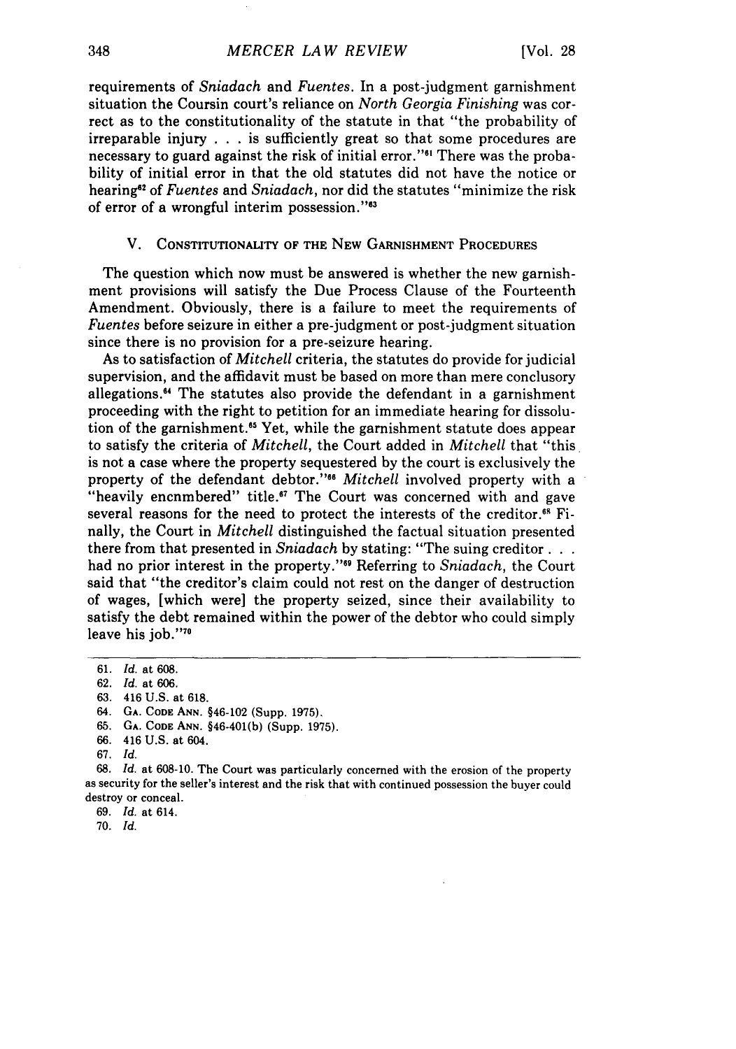requirements of *Sniadach* and *Fuentes*. In a post-judgment garnishment situation the Coursin court's reliance on *North Georgia Finishing* was correct as to the constitutionality of the statute in that "the probability of irreparable injury . . . is sufficiently great so that some procedures are necessary to guard against the risk of initial error."[61] There was the probability of initial error in that the old statutes did not have the notice or hearing[62] of *Fuentes* and *Sniadach*, nor did the statutes "minimize the risk of error of a wrongful interim possession."[63]

## V. CONSTITUTIONALITY OF THE NEW GARNISHMENT PROCEDURES

The question which now must be answered is whether the new garnishment provisions will satisfy the Due Process Clause of the Fourteenth Amendment. Obviously, there is a failure to meet the requirements of *Fuentes* before seizure in either a pre-judgment or post-judgment situation since there is no provision for a pre-seizure hearing.

As to satisfaction of *Mitchell* criteria, the statutes do provide for judicial supervision, and the affidavit must be based on more than mere conclusory allegations.[64] The statutes also provide the defendant in a garnishment proceeding with the right to petition for an immediate hearing for dissolution of the garnishment.[65] Yet, while the garnishment statute does appear to satisfy the criteria of *Mitchell*, the Court added in *Mitchell* that "this is not a case where the property sequestered by the court is exclusively the property of the defendant debtor."[66] *Mitchell* involved property with a "heavily encnmbered" title.[67] The Court was concerned with and gave several reasons for the need to protect the interests of the creditor.[68] Finally, the Court in *Mitchell* distinguished the factual situation presented there from that presented in *Sniadach* by stating: "The suing creditor . . . had no prior interest in the property."[69] Referring to *Sniadach*, the Court said that "the creditor's claim could not rest on the danger of destruction of wages, [which were] the property seized, since their availability to satisfy the debt remained within the power of the debtor who could simply leave his job."[70]

---

61. *Id.* at 608.
62. *Id.* at 606.
63. 416 U.S. at 618.
64. GA. CODE ANN. §46-102 (Supp. 1975).
65. GA. CODE ANN. §46-401(b) (Supp. 1975).
66. 416 U.S. at 604.
67. *Id.*
68. *Id.* at 608-10. The Court was particularly concerned with the erosion of the property as security for the seller's interest and the risk that with continued possession the buyer could destroy or conceal.
69. *Id.* at 614.
70. *Id.*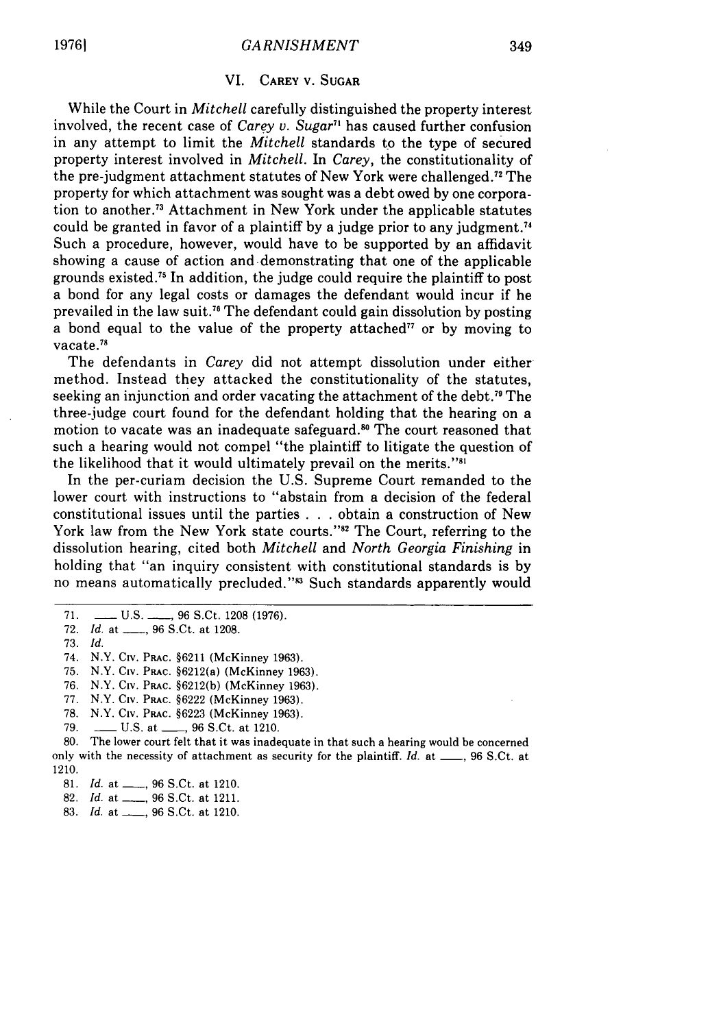## VI. Carey v. Sugar

While the Court in *Mitchell* carefully distinguished the property interest involved, the recent case of *Carey v. Sugar*[71] has caused further confusion in any attempt to limit the *Mitchell* standards to the type of secured property interest involved in *Mitchell*. In *Carey*, the constitutionality of the pre-judgment attachment statutes of New York were challenged.[72] The property for which attachment was sought was a debt owed by one corporation to another.[73] Attachment in New York under the applicable statutes could be granted in favor of a plaintiff by a judge prior to any judgment.[74] Such a procedure, however, would have to be supported by an affidavit showing a cause of action and demonstrating that one of the applicable grounds existed.[75] In addition, the judge could require the plaintiff to post a bond for any legal costs or damages the defendant would incur if he prevailed in the law suit.[76] The defendant could gain dissolution by posting a bond equal to the value of the property attached[77] or by moving to vacate.[78]

The defendants in *Carey* did not attempt dissolution under either method. Instead they attacked the constitutionality of the statutes, seeking an injunction and order vacating the attachment of the debt.[79] The three-judge court found for the defendant holding that the hearing on a motion to vacate was an inadequate safeguard.[80] The court reasoned that such a hearing would not compel "the plaintiff to litigate the question of the likelihood that it would ultimately prevail on the merits."[81]

In the per-curiam decision the U.S. Supreme Court remanded to the lower court with instructions to "abstain from a decision of the federal constitutional issues until the parties . . . obtain a construction of New York law from the New York state courts."[82] The Court, referring to the dissolution hearing, cited both *Mitchell* and *North Georgia Finishing* in holding that "an inquiry consistent with constitutional standards is by no means automatically precluded."[83] Such standards apparently would

---

71. ___ U.S. ___, 96 S.Ct. 1208 (1976).
72. *Id.* at ___, 96 S.Ct. at 1208.
73. *Id.*
74. N.Y. Civ. Prac. §6211 (McKinney 1963).
75. N.Y. Civ. Prac. §6212(a) (McKinney 1963).
76. N.Y. Civ. Prac. §6212(b) (McKinney 1963).
77. N.Y. Civ. Prac. §6222 (McKinney 1963).
78. N.Y. Civ. Prac. §6223 (McKinney 1963).
79. ___ U.S. at ___, 96 S.Ct. at 1210.
80. The lower court felt that it was inadequate in that such a hearing would be concerned only with the necessity of attachment as security for the plaintiff. *Id.* at ___, 96 S.Ct. at 1210.
81. *Id.* at ___, 96 S.Ct. at 1210.
82. *Id.* at ___, 96 S.Ct. at 1211.
83. *Id.* at ___, 96 S.Ct. at 1210.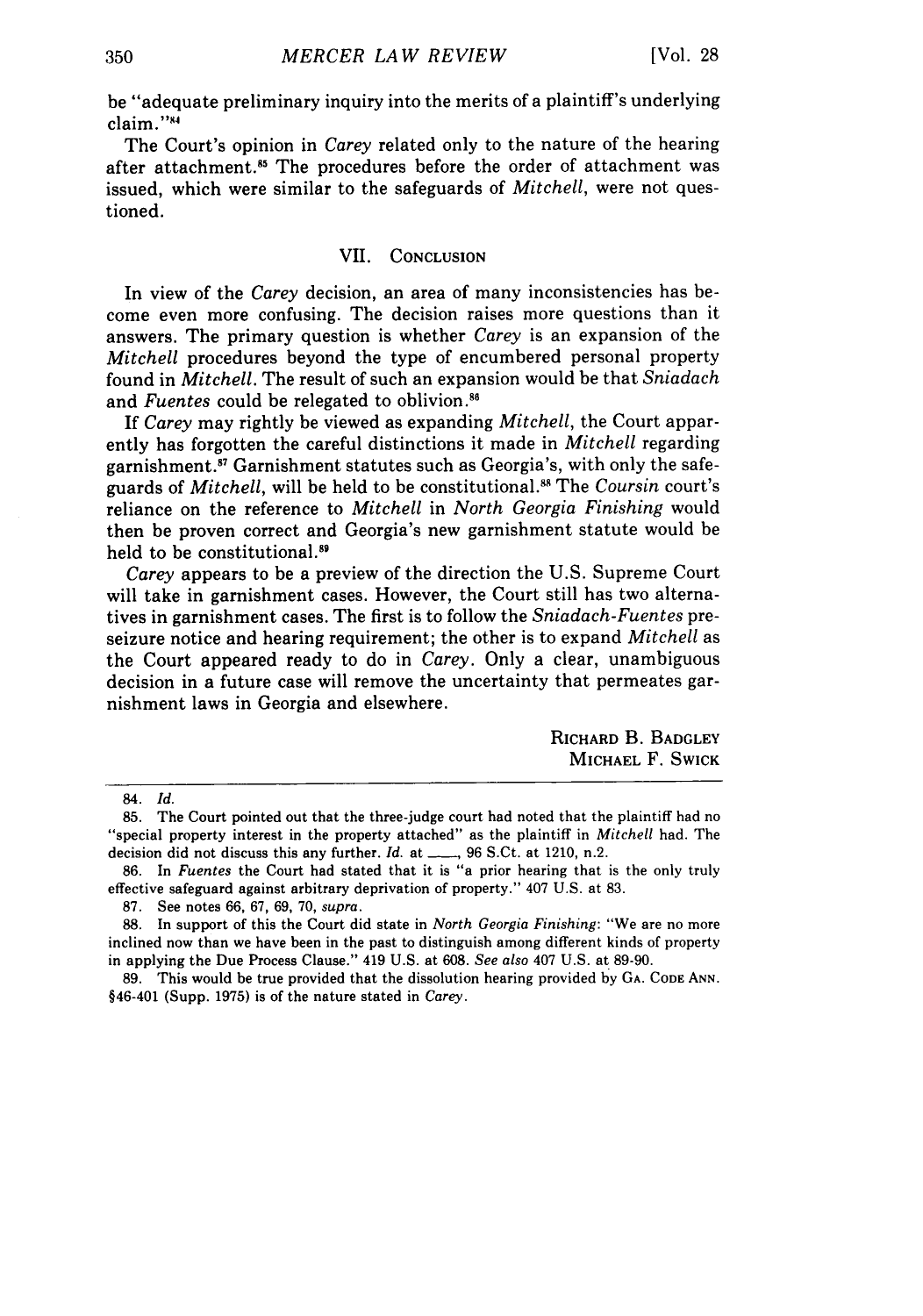be "adequate preliminary inquiry into the merits of a plaintiff's underlying claim."[84]

The Court's opinion in *Carey* related only to the nature of the hearing after attachment.[85] The procedures before the order of attachment was issued, which were similar to the safeguards of *Mitchell*, were not questioned.

## VII. Conclusion

In view of the *Carey* decision, an area of many inconsistencies has become even more confusing. The decision raises more questions than it answers. The primary question is whether *Carey* is an expansion of the *Mitchell* procedures beyond the type of encumbered personal property found in *Mitchell*. The result of such an expansion would be that *Sniadach* and *Fuentes* could be relegated to oblivion.[86]

If *Carey* may rightly be viewed as expanding *Mitchell*, the Court apparently has forgotten the careful distinctions it made in *Mitchell* regarding garnishment.[87] Garnishment statutes such as Georgia's, with only the safeguards of *Mitchell*, will be held to be constitutional.[88] The *Coursin* court's reliance on the reference to *Mitchell* in *North Georgia Finishing* would then be proven correct and Georgia's new garnishment statute would be held to be constitutional.[89]

*Carey* appears to be a preview of the direction the U.S. Supreme Court will take in garnishment cases. However, the Court still has two alternatives in garnishment cases. The first is to follow the *Sniadach-Fuentes* preseizure notice and hearing requirement; the other is to expand *Mitchell* as the Court appeared ready to do in *Carey*. Only a clear, unambiguous decision in a future case will remove the uncertainty that permeates garnishment laws in Georgia and elsewhere.

Richard B. Badgley
Michael F. Swick

---

84. *Id.*

85. The Court pointed out that the three-judge court had noted that the plaintiff had no "special property interest in the property attached" as the plaintiff in *Mitchell* had. The decision did not discuss this any further. *Id.* at ___, 96 S.Ct. at 1210, n.2.

86. In *Fuentes* the Court had stated that it is "a prior hearing that is the only truly effective safeguard against arbitrary deprivation of property." 407 U.S. at 83.

87. See notes 66, 67, 69, 70, *supra*.

88. In support of this the Court did state in *North Georgia Finishing*: "We are no more inclined now than we have been in the past to distinguish among different kinds of property in applying the Due Process Clause." 419 U.S. at 608. *See also* 407 U.S. at 89-90.

89. This would be true provided that the dissolution hearing provided by Ga. Code Ann. §46-401 (Supp. 1975) is of the nature stated in *Carey*.